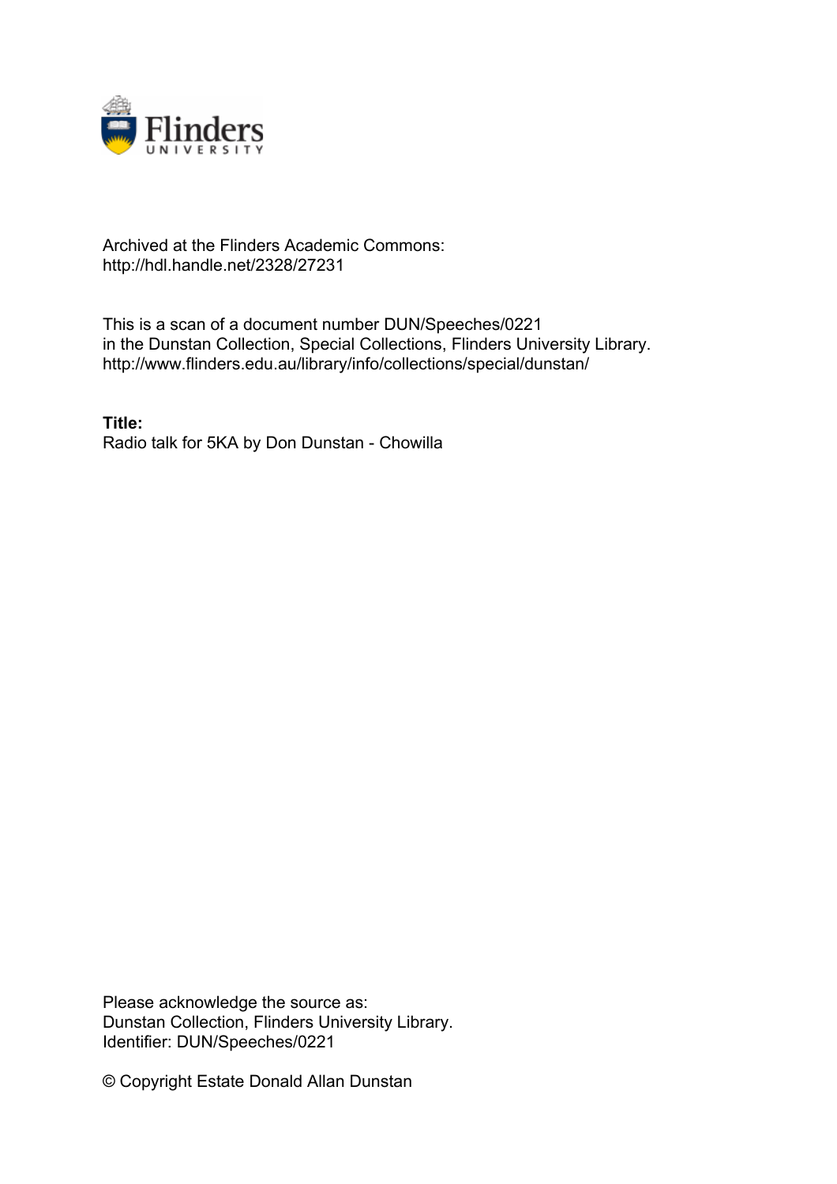Archived at the Flinders Academic Commons:
http://hdl.handle.net/2328/27231

This is a scan of a document number DUN/Speeches/0221
in the Dunstan Collection, Special Collections, Flinders University Library.
http://www.flinders.edu.au/library/info/collections/special/dunstan/

**Title:**
Radio talk for 5KA by Don Dunstan - Chowilla

Please acknowledge the source as:
Dunstan Collection, Flinders University Library.
Identifier: DUN/Speeches/0221

© Copyright Estate Donald Allan Dunstan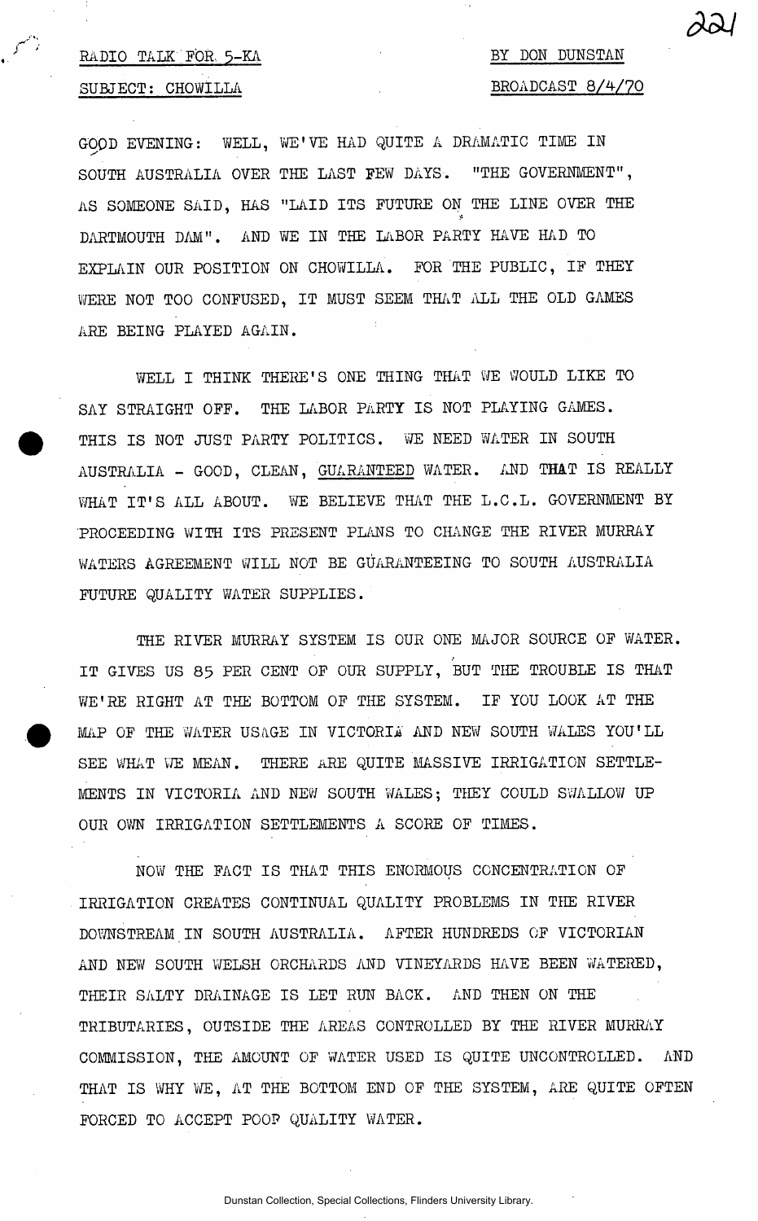RADIO TALK FOR 5-KA

SUBJECT: CHOWILLA

BY DON DUNSTAN

BROADCAST 8/4/70

GOOD EVENING: WELL, WE'VE HAD QUITE A DRAMATIC TIME IN SOUTH AUSTRALIA OVER THE LAST FEW DAYS. "THE GOVERNMENT", AS SOMEONE SAID, HAS "LAID ITS FUTURE ON THE LINE OVER THE DARTMOUTH DAM". AND WE IN THE LABOR PARTY HAVE HAD TO EXPLAIN OUR POSITION ON CHOWILLA. FOR THE PUBLIC, IF THEY WERE NOT TOO CONFUSED, IT MUST SEEM THAT ALL THE OLD GAMES ARE BEING PLAYED AGAIN.

WELL I THINK THERE'S ONE THING THAT WE WOULD LIKE TO SAY STRAIGHT OFF. THE LABOR PARTY IS NOT PLAYING GAMES. THIS IS NOT JUST PARTY POLITICS. WE NEED WATER IN SOUTH AUSTRALIA - GOOD, CLEAN, <u>GUARANTEED</u> WATER. AND **THAT** IS REALLY WHAT IT'S ALL ABOUT. WE BELIEVE THAT THE L.C.L. GOVERNMENT BY PROCEEDING WITH ITS PRESENT PLANS TO CHANGE THE RIVER MURRAY WATERS AGREEMENT WILL NOT BE GUARANTEEING TO SOUTH AUSTRALIA FUTURE QUALITY WATER SUPPLIES.

THE RIVER MURRAY SYSTEM IS OUR ONE MAJOR SOURCE OF WATER. IT GIVES US 85 PER CENT OF OUR SUPPLY, BUT THE TROUBLE IS THAT WE'RE RIGHT AT THE BOTTOM OF THE SYSTEM. IF YOU LOOK AT THE MAP OF THE WATER USAGE IN VICTORIA AND NEW SOUTH WALES YOU'LL SEE WHAT WE MEAN. THERE ARE QUITE MASSIVE IRRIGATION SETTLEMENTS IN VICTORIA AND NEW SOUTH WALES; THEY COULD SWALLOW UP OUR OWN IRRIGATION SETTLEMENTS A SCORE OF TIMES.

NOW THE FACT IS THAT THIS ENORMOUS CONCENTRATION OF IRRIGATION CREATES CONTINUAL QUALITY PROBLEMS IN THE RIVER DOWNSTREAM IN SOUTH AUSTRALIA. AFTER HUNDREDS OF VICTORIAN AND NEW SOUTH WELSH ORCHARDS AND VINEYARDS HAVE BEEN WATERED, THEIR SALTY DRAINAGE IS LET RUN BACK. AND THEN ON THE TRIBUTARIES, OUTSIDE THE AREAS CONTROLLED BY THE RIVER MURRAY COMMISSION, THE AMOUNT OF WATER USED IS QUITE UNCONTROLLED. AND THAT IS WHY WE, AT THE BOTTOM END OF THE SYSTEM, ARE QUITE OFTEN FORCED TO ACCEPT POOR QUALITY WATER.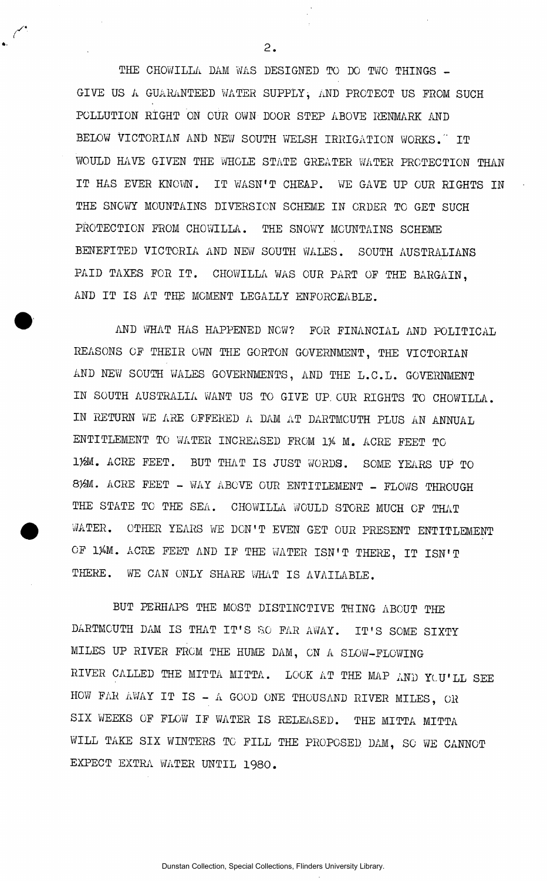THE CHOWILLA DAM WAS DESIGNED TO DO TWO THINGS - GIVE US A GUARANTEED WATER SUPPLY, AND PROTECT US FROM SUCH POLLUTION RIGHT ON OUR OWN DOOR STEP ABOVE RENMARK AND BELOW VICTORIAN AND NEW SOUTH WELSH IRRIGATION WORKS. IT WOULD HAVE GIVEN THE WHOLE STATE GREATER WATER PROTECTION THAN IT HAS EVER KNOWN. IT WASN'T CHEAP. WE GAVE UP OUR RIGHTS IN THE SNOWY MOUNTAINS DIVERSION SCHEME IN ORDER TO GET SUCH PROTECTION FROM CHOWILLA. THE SNOWY MOUNTAINS SCHEME BENEFITED VICTORIA AND NEW SOUTH WALES. SOUTH AUSTRALIANS PAID TAXES FOR IT. CHOWILLA WAS OUR PART OF THE BARGAIN, AND IT IS AT THE MOMENT LEGALLY ENFORCEABLE.

AND WHAT HAS HAPPENED NOW? FOR FINANCIAL AND POLITICAL REASONS OF THEIR OWN THE GORTON GOVERNMENT, THE VICTORIAN AND NEW SOUTH WALES GOVERNMENTS, AND THE L.C.L. GOVERNMENT IN SOUTH AUSTRALIA WANT US TO GIVE UP OUR RIGHTS TO CHOWILLA. IN RETURN WE ARE OFFERED A DAM AT DARTMOUTH PLUS AN ANNUAL ENTITLEMENT TO WATER INCREASED FROM 1¼ M. ACRE FEET TO 1½M. ACRE FEET. BUT THAT IS JUST WORDS. SOME YEARS UP TO 8½M. ACRE FEET - WAY ABOVE OUR ENTITLEMENT - FLOWS THROUGH THE STATE TO THE SEA. CHOWILLA WOULD STORE MUCH OF THAT WATER. OTHER YEARS WE DON'T EVEN GET OUR PRESENT ENTITLEMENT OF 1¼M. ACRE FEET AND IF THE WATER ISN'T THERE, IT ISN'T THERE. WE CAN ONLY SHARE WHAT IS AVAILABLE.

BUT PERHAPS THE MOST DISTINCTIVE THING ABOUT THE DARTMOUTH DAM IS THAT IT'S SO FAR AWAY. IT'S SOME SIXTY MILES UP RIVER FROM THE HUME DAM, ON A SLOW-FLOWING RIVER CALLED THE MITTA MITTA. LOOK AT THE MAP AND YOU'LL SEE HOW FAR AWAY IT IS - A GOOD ONE THOUSAND RIVER MILES, OR SIX WEEKS OF FLOW IF WATER IS RELEASED. THE MITTA MITTA WILL TAKE SIX WINTERS TO FILL THE PROPOSED DAM, SO WE CANNOT EXPECT EXTRA WATER UNTIL 1980.

Dunstan Collection, Special Collections, Flinders University Library.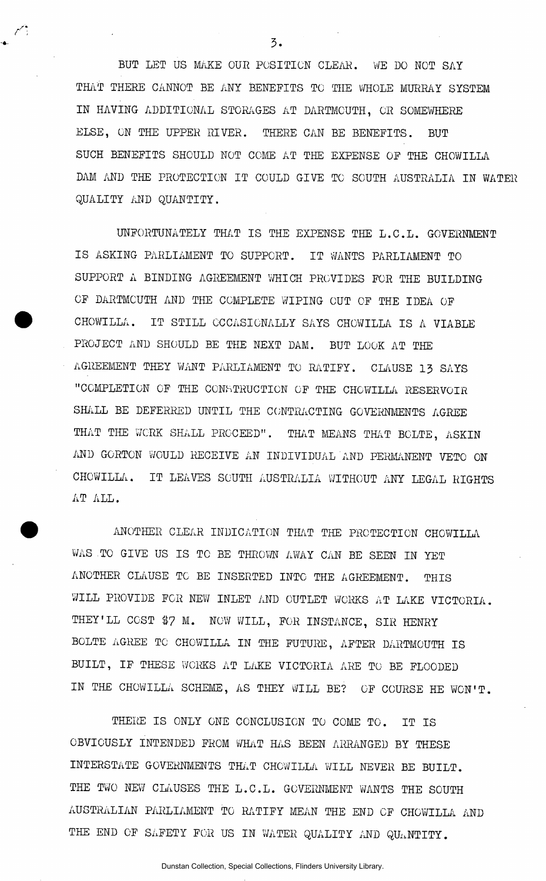BUT LET US MAKE OUR POSITION CLEAR. WE DO NOT SAY THAT THERE CANNOT BE ANY BENEFITS TO THE WHOLE MURRAY SYSTEM IN HAVING ADDITIONAL STORAGES AT DARTMOUTH, OR SOMEWHERE ELSE, ON THE UPPER RIVER. THERE CAN BE BENEFITS. BUT SUCH BENEFITS SHOULD NOT COME AT THE EXPENSE OF THE CHOWILLA DAM AND THE PROTECTION IT COULD GIVE TO SOUTH AUSTRALIA IN WATER QUALITY AND QUANTITY.

UNFORTUNATELY THAT IS THE EXPENSE THE L.C.L. GOVERNMENT IS ASKING PARLIAMENT TO SUPPORT. IT WANTS PARLIAMENT TO SUPPORT A BINDING AGREEMENT WHICH PROVIDES FOR THE BUILDING OF DARTMOUTH AND THE COMPLETE WIPING OUT OF THE IDEA OF CHOWILLA. IT STILL OCCASIONALLY SAYS CHOWILLA IS A VIABLE PROJECT AND SHOULD BE THE NEXT DAM. BUT LOOK AT THE AGREEMENT THEY WANT PARLIAMENT TO RATIFY. CLAUSE 13 SAYS "COMPLETION OF THE CONSTRUCTION OF THE CHOWILLA RESERVOIR SHALL BE DEFERRED UNTIL THE CONTRACTING GOVERNMENTS AGREE THAT THE WORK SHALL PROCEED". THAT MEANS THAT BOLTE, ASKIN AND GORTON WOULD RECEIVE AN INDIVIDUAL AND PERMANENT VETO ON CHOWILLA. IT LEAVES SOUTH AUSTRALIA WITHOUT ANY LEGAL RIGHTS AT ALL.

ANOTHER CLEAR INDICATION THAT THE PROTECTION CHOWILLA WAS TO GIVE US IS TO BE THROWN AWAY CAN BE SEEN IN YET ANOTHER CLAUSE TO BE INSERTED INTO THE AGREEMENT. THIS WILL PROVIDE FOR NEW INLET AND OUTLET WORKS AT LAKE VICTORIA. THEY'LL COST $7 M. NOW WILL, FOR INSTANCE, SIR HENRY BOLTE AGREE TO CHOWILLA IN THE FUTURE, AFTER DARTMOUTH IS BUILT, IF THESE WORKS AT LAKE VICTORIA ARE TO BE FLOODED IN THE CHOWILLA SCHEME, AS THEY WILL BE? OF COURSE HE WON'T.

THERE IS ONLY ONE CONCLUSION TO COME TO. IT IS OBVIOUSLY INTENDED FROM WHAT HAS BEEN ARRANGED BY THESE INTERSTATE GOVERNMENTS THAT CHOWILLA WILL NEVER BE BUILT. THE TWO NEW CLAUSES THE L.C.L. GOVERNMENT WANTS THE SOUTH AUSTRALIAN PARLIAMENT TO RATIFY MEAN THE END OF CHOWILLA AND THE END OF SAFETY FOR US IN WATER QUALITY AND QUANTITY.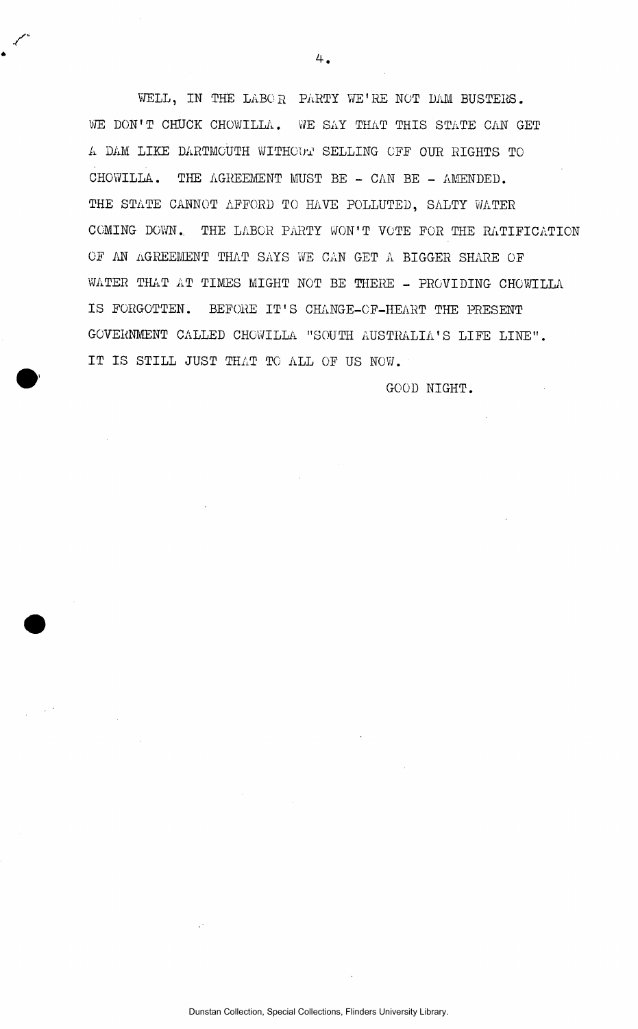WELL, IN THE LABOR PARTY WE'RE NOT DAM BUSTERS. WE DON'T CHUCK CHOWILLA. WE SAY THAT THIS STATE CAN GET A DAM LIKE DARTMOUTH WITHOUT SELLING OFF OUR RIGHTS TO CHOWILLA. THE AGREEMENT MUST BE - CAN BE - AMENDED. THE STATE CANNOT AFFORD TO HAVE POLLUTED, SALTY WATER COMING DOWN. THE LABOR PARTY WON'T VOTE FOR THE RATIFICATION OF AN AGREEMENT THAT SAYS WE CAN GET A BIGGER SHARE OF WATER THAT AT TIMES MIGHT NOT BE THERE - PROVIDING CHOWILLA IS FORGOTTEN. BEFORE IT'S CHANGE-OF-HEART THE PRESENT GOVERNMENT CALLED CHOWILLA "SOUTH AUSTRALIA'S LIFE LINE". IT IS STILL JUST THAT TO ALL OF US NOW.

GOOD NIGHT.